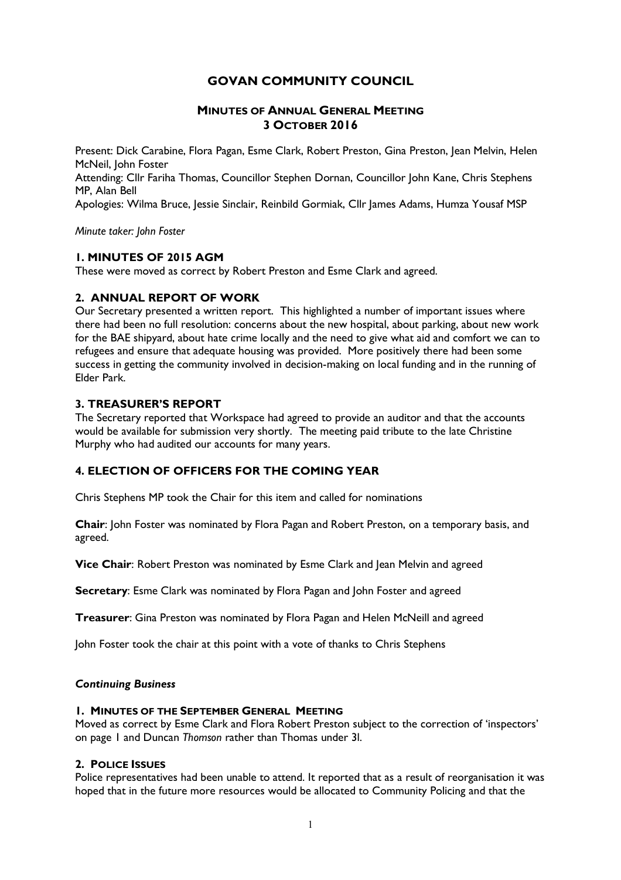# GOVAN COMMUNITY COUNCIL

## MINUTES OF ANNUAL GENERAL MEETING 3 OCTOBER 2016

Present: Dick Carabine, Flora Pagan, Esme Clark, Robert Preston, Gina Preston, Jean Melvin, Helen McNeil, John Foster
Attending: Cllr Fariha Thomas, Councillor Stephen Dornan, Councillor John Kane, Chris Stephens MP, Alan Bell
Apologies: Wilma Bruce, Jessie Sinclair, Reinbild Gormiak, Cllr James Adams, Humza Yousaf MSP

*Minute taker: John Foster*

### 1. MINUTES OF 2015 AGM

These were moved as correct by Robert Preston and Esme Clark and agreed.

### 2. ANNUAL REPORT OF WORK

Our Secretary presented a written report. This highlighted a number of important issues where there had been no full resolution: concerns about the new hospital, about parking, about new work for the BAE shipyard, about hate crime locally and the need to give what aid and comfort we can to refugees and ensure that adequate housing was provided. More positively there had been some success in getting the community involved in decision-making on local funding and in the running of Elder Park.

### 3. TREASURER'S REPORT

The Secretary reported that Workspace had agreed to provide an auditor and that the accounts would be available for submission very shortly. The meeting paid tribute to the late Christine Murphy who had audited our accounts for many years.

### 4. ELECTION OF OFFICERS FOR THE COMING YEAR

Chris Stephens MP took the Chair for this item and called for nominations

**Chair**: John Foster was nominated by Flora Pagan and Robert Preston, on a temporary basis, and agreed.

**Vice Chair**: Robert Preston was nominated by Esme Clark and Jean Melvin and agreed

**Secretary**: Esme Clark was nominated by Flora Pagan and John Foster and agreed

**Treasurer**: Gina Preston was nominated by Flora Pagan and Helen McNeill and agreed

John Foster took the chair at this point with a vote of thanks to Chris Stephens

***Continuing Business***

### 1. MINUTES OF THE SEPTEMBER GENERAL MEETING

Moved as correct by Esme Clark and Flora Robert Preston subject to the correction of 'inspectors' on page 1 and Duncan *Thomson* rather than Thomas under 3l.

### 2. POLICE ISSUES

Police representatives had been unable to attend. It reported that as a result of reorganisation it was hoped that in the future more resources would be allocated to Community Policing and that the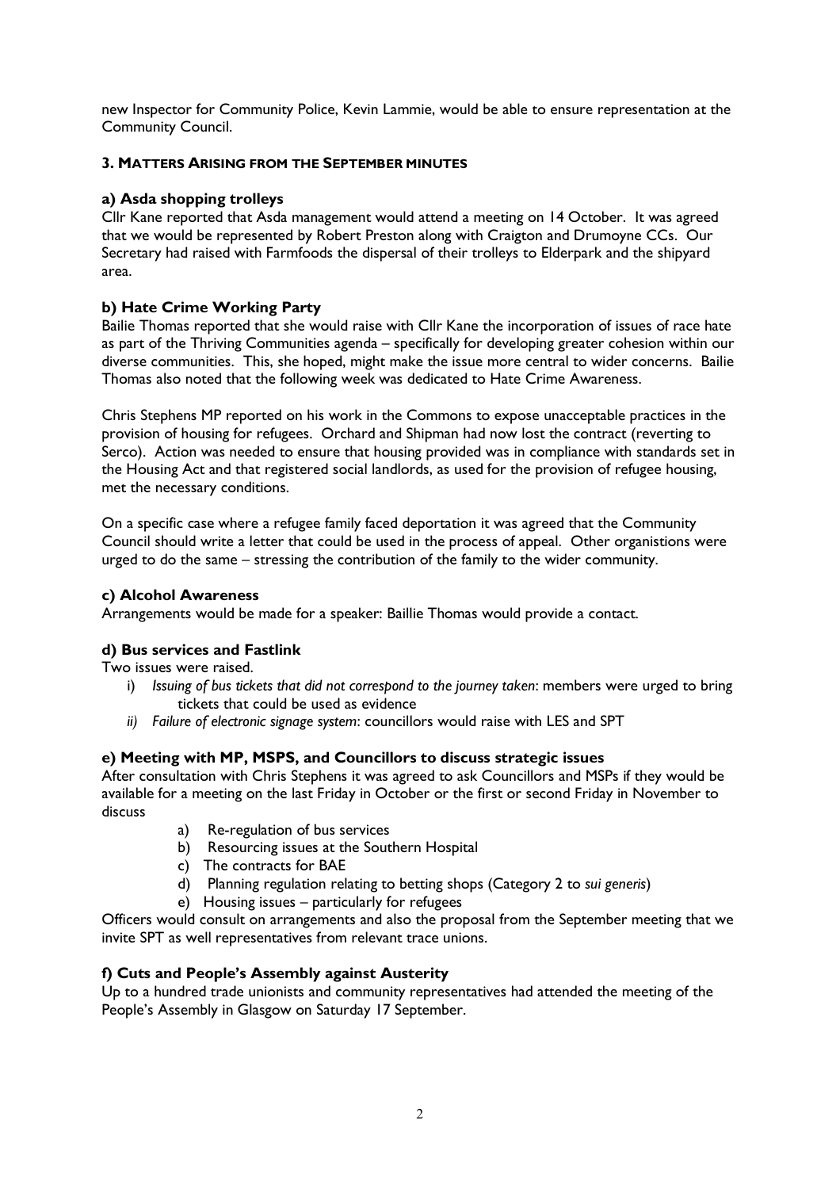new Inspector for Community Police, Kevin Lammie, would be able to ensure representation at the Community Council.

### 3. MATTERS ARISING FROM THE SEPTEMBER MINUTES

#### a) Asda shopping trolleys

Cllr Kane reported that Asda management would attend a meeting on 14 October. It was agreed that we would be represented by Robert Preston along with Craigton and Drumoyne CCs. Our Secretary had raised with Farmfoods the dispersal of their trolleys to Elderpark and the shipyard area.

#### b) Hate Crime Working Party

Bailie Thomas reported that she would raise with Cllr Kane the incorporation of issues of race hate as part of the Thriving Communities agenda – specifically for developing greater cohesion within our diverse communities. This, she hoped, might make the issue more central to wider concerns. Bailie Thomas also noted that the following week was dedicated to Hate Crime Awareness.

Chris Stephens MP reported on his work in the Commons to expose unacceptable practices in the provision of housing for refugees. Orchard and Shipman had now lost the contract (reverting to Serco). Action was needed to ensure that housing provided was in compliance with standards set in the Housing Act and that registered social landlords, as used for the provision of refugee housing, met the necessary conditions.

On a specific case where a refugee family faced deportation it was agreed that the Community Council should write a letter that could be used in the process of appeal. Other organistions were urged to do the same – stressing the contribution of the family to the wider community.

#### c) Alcohol Awareness

Arrangements would be made for a speaker: Baillie Thomas would provide a contact.

#### d) Bus services and Fastlink

Two issues were raised.

- i) *Issuing of bus tickets that did not correspond to the journey taken*: members were urged to bring tickets that could be used as evidence
- *ii) Failure of electronic signage system*: councillors would raise with LES and SPT

#### e) Meeting with MP, MSPS, and Councillors to discuss strategic issues

After consultation with Chris Stephens it was agreed to ask Councillors and MSPs if they would be available for a meeting on the last Friday in October or the first or second Friday in November to discuss

- a) Re-regulation of bus services
- b) Resourcing issues at the Southern Hospital
- c) The contracts for BAE
- d) Planning regulation relating to betting shops (Category 2 to *sui generis*)
- e) Housing issues – particularly for refugees

Officers would consult on arrangements and also the proposal from the September meeting that we invite SPT as well representatives from relevant trace unions.

#### f) Cuts and People's Assembly against Austerity

Up to a hundred trade unionists and community representatives had attended the meeting of the People's Assembly in Glasgow on Saturday 17 September.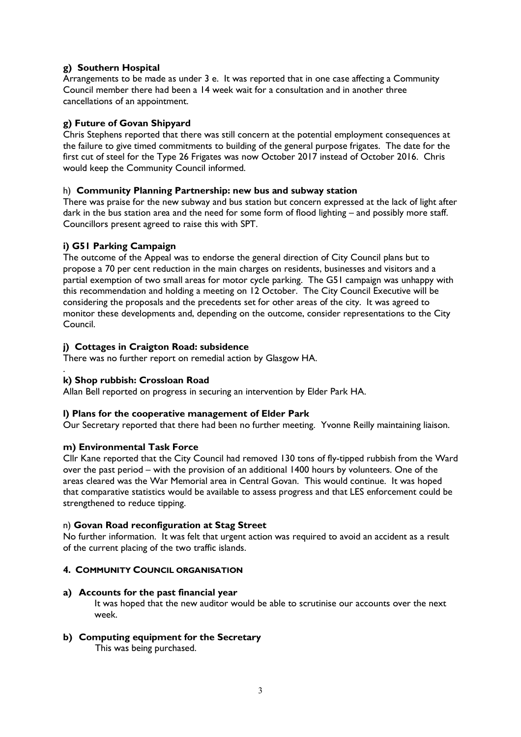#### g) Southern Hospital

Arrangements to be made as under 3 e. It was reported that in one case affecting a Community Council member there had been a 14 week wait for a consultation and in another three cancellations of an appointment.

#### g) Future of Govan Shipyard

Chris Stephens reported that there was still concern at the potential employment consequences at the failure to give timed commitments to building of the general purpose frigates. The date for the first cut of steel for the Type 26 Frigates was now October 2017 instead of October 2016. Chris would keep the Community Council informed.

#### h) Community Planning Partnership: new bus and subway station

There was praise for the new subway and bus station but concern expressed at the lack of light after dark in the bus station area and the need for some form of flood lighting – and possibly more staff. Councillors present agreed to raise this with SPT.

#### i) G51 Parking Campaign

The outcome of the Appeal was to endorse the general direction of City Council plans but to propose a 70 per cent reduction in the main charges on residents, businesses and visitors and a partial exemption of two small areas for motor cycle parking. The G51 campaign was unhappy with this recommendation and holding a meeting on 12 October. The City Council Executive will be considering the proposals and the precedents set for other areas of the city. It was agreed to monitor these developments and, depending on the outcome, consider representations to the City Council.

#### j) Cottages in Craigton Road: subsidence

There was no further report on remedial action by Glasgow HA.

#### k) Shop rubbish: Crossloan Road

Allan Bell reported on progress in securing an intervention by Elder Park HA.

#### l) Plans for the cooperative management of Elder Park

Our Secretary reported that there had been no further meeting. Yvonne Reilly maintaining liaison.

#### m) Environmental Task Force

Cllr Kane reported that the City Council had removed 130 tons of fly-tipped rubbish from the Ward over the past period – with the provision of an additional 1400 hours by volunteers. One of the areas cleared was the War Memorial area in Central Govan. This would continue. It was hoped that comparative statistics would be available to assess progress and that LES enforcement could be strengthened to reduce tipping.

#### n) Govan Road reconfiguration at Stag Street

No further information. It was felt that urgent action was required to avoid an accident as a result of the current placing of the two traffic islands.

### 4. COMMUNITY COUNCIL ORGANISATION

#### a) Accounts for the past financial year

It was hoped that the new auditor would be able to scrutinise our accounts over the next week.

#### b) Computing equipment for the Secretary

This was being purchased.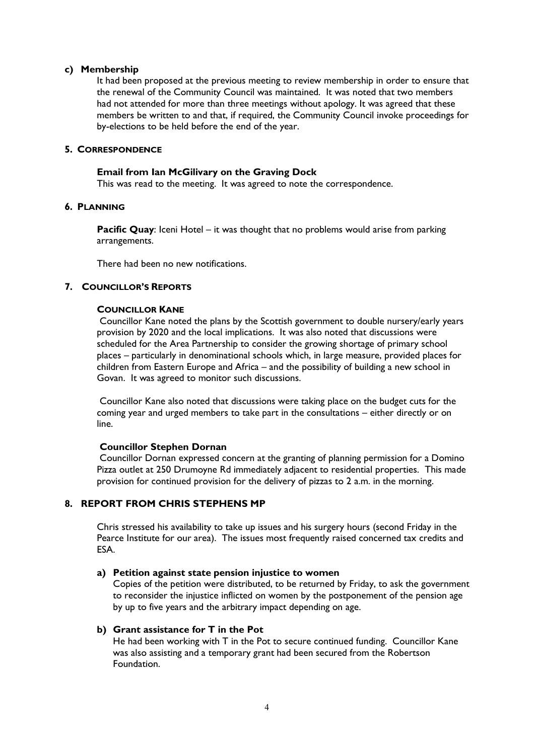**c) Membership**

It had been proposed at the previous meeting to review membership in order to ensure that the renewal of the Community Council was maintained. It was noted that two members had not attended for more than three meetings without apology. It was agreed that these members be written to and that, if required, the Community Council invoke proceedings for by-elections to be held before the end of the year.

## 5. CORRESPONDENCE

**Email from Ian McGilivary on the Graving Dock**

This was read to the meeting. It was agreed to note the correspondence.

## 6. PLANNING

**Pacific Quay**: Iceni Hotel – it was thought that no problems would arise from parking arrangements.

There had been no new notifications.

## 7. COUNCILLOR'S REPORTS

**COUNCILLOR KANE**

Councillor Kane noted the plans by the Scottish government to double nursery/early years provision by 2020 and the local implications. It was also noted that discussions were scheduled for the Area Partnership to consider the growing shortage of primary school places – particularly in denominational schools which, in large measure, provided places for children from Eastern Europe and Africa – and the possibility of building a new school in Govan. It was agreed to monitor such discussions.

Councillor Kane also noted that discussions were taking place on the budget cuts for the coming year and urged members to take part in the consultations – either directly or on line.

**Councillor Stephen Dornan**

Councillor Dornan expressed concern at the granting of planning permission for a Domino Pizza outlet at 250 Drumoyne Rd immediately adjacent to residential properties. This made provision for continued provision for the delivery of pizzas to 2 a.m. in the morning.

## 8. REPORT FROM CHRIS STEPHENS MP

Chris stressed his availability to take up issues and his surgery hours (second Friday in the Pearce Institute for our area). The issues most frequently raised concerned tax credits and ESA.

**a) Petition against state pension injustice to women**

Copies of the petition were distributed, to be returned by Friday, to ask the government to reconsider the injustice inflicted on women by the postponement of the pension age by up to five years and the arbitrary impact depending on age.

**b) Grant assistance for T in the Pot**

He had been working with T in the Pot to secure continued funding. Councillor Kane was also assisting and a temporary grant had been secured from the Robertson Foundation.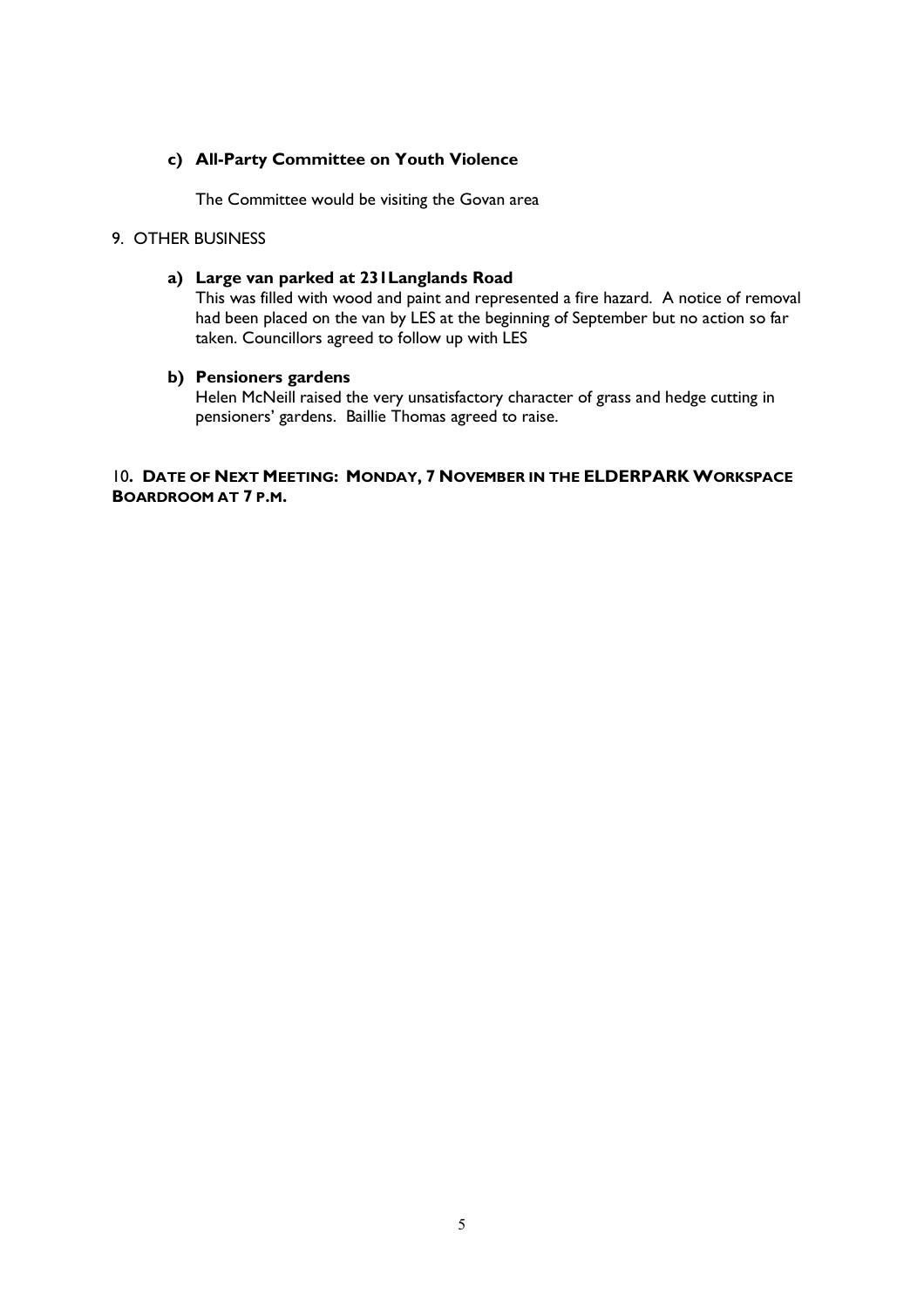**c) All-Party Committee on Youth Violence**

The Committee would be visiting the Govan area

9. OTHER BUSINESS

**a) Large van parked at 231Langlands Road**

This was filled with wood and paint and represented a fire hazard. A notice of removal had been placed on the van by LES at the beginning of September but no action so far taken. Councillors agreed to follow up with LES

**b) Pensioners gardens**

Helen McNeill raised the very unsatisfactory character of grass and hedge cutting in pensioners' gardens. Baillie Thomas agreed to raise.

10**. DATE OF NEXT MEETING: MONDAY, 7 NOVEMBER IN THE ELDERPARK WORKSPACE BOARDROOM AT 7 P.M.**